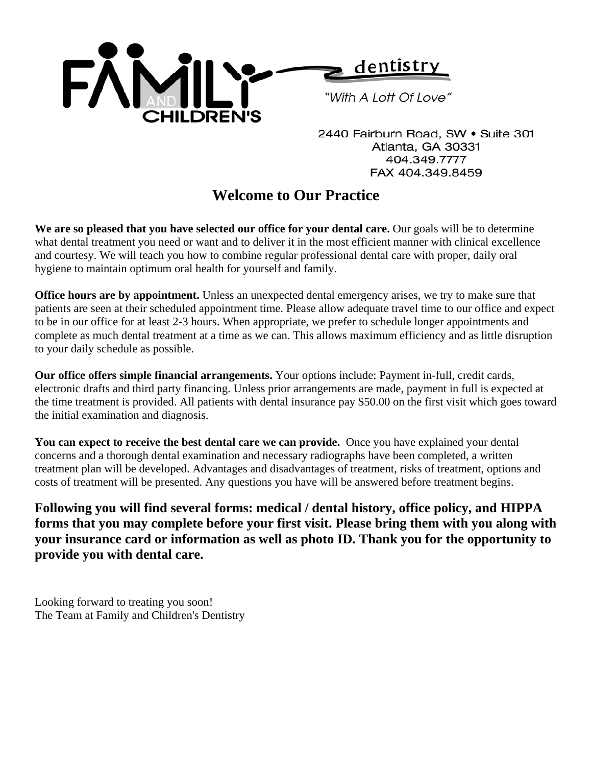FAMILY AND CHILDREN'S dentistry

"With A Lott Of Love"

2440 Fairburn Road, SW • Suite 301
Atlanta, GA 30331
404.349.7777
FAX 404.349.8459

# Welcome to Our Practice

**We are so pleased that you have selected our office for your dental care.** Our goals will be to determine what dental treatment you need or want and to deliver it in the most efficient manner with clinical excellence and courtesy. We will teach you how to combine regular professional dental care with proper, daily oral hygiene to maintain optimum oral health for yourself and family.

**Office hours are by appointment.** Unless an unexpected dental emergency arises, we try to make sure that patients are seen at their scheduled appointment time. Please allow adequate travel time to our office and expect to be in our office for at least 2-3 hours. When appropriate, we prefer to schedule longer appointments and complete as much dental treatment at a time as we can. This allows maximum efficiency and as little disruption to your daily schedule as possible.

**Our office offers simple financial arrangements.** Your options include: Payment in-full, credit cards, electronic drafts and third party financing. Unless prior arrangements are made, payment in full is expected at the time treatment is provided. All patients with dental insurance pay $50.00 on the first visit which goes toward the initial examination and diagnosis.

**You can expect to receive the best dental care we can provide.** Once you have explained your dental concerns and a thorough dental examination and necessary radiographs have been completed, a written treatment plan will be developed. Advantages and disadvantages of treatment, risks of treatment, options and costs of treatment will be presented. Any questions you have will be answered before treatment begins.

**Following you will find several forms: medical / dental history, office policy, and HIPPA forms that you may complete before your first visit. Please bring them with you along with your insurance card or information as well as photo ID. Thank you for the opportunity to provide you with dental care.**

Looking forward to treating you soon!
The Team at Family and Children's Dentistry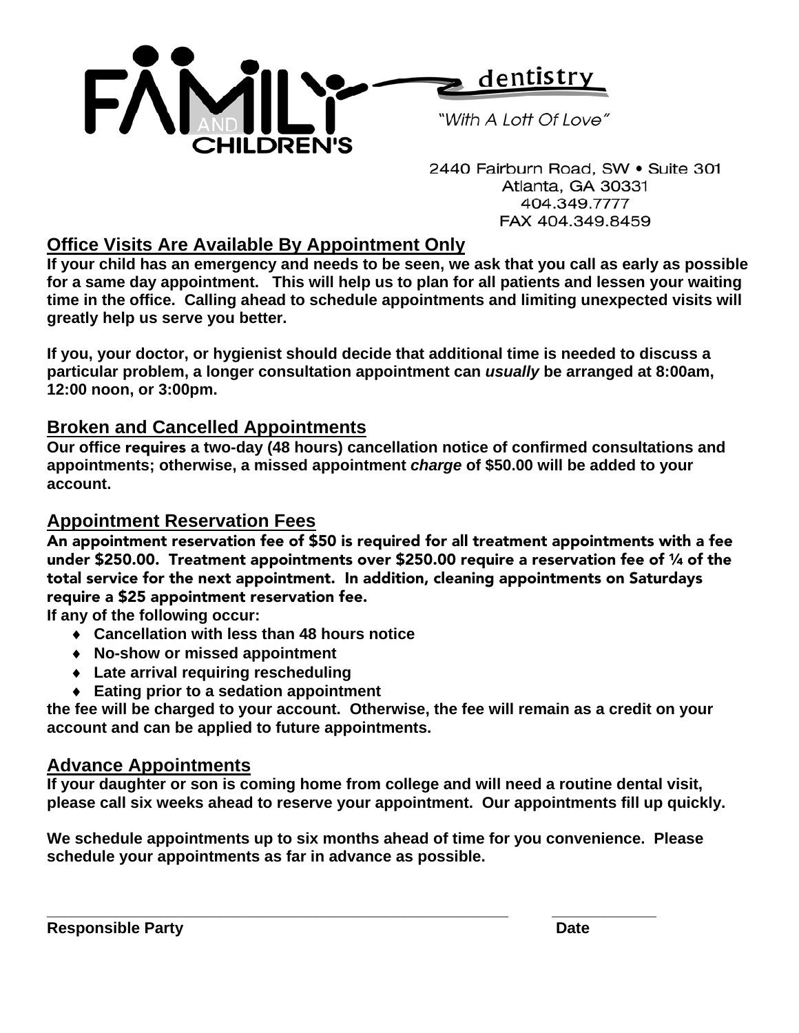FAMILY AND CHILDREN'S dentistry

"With A Lott Of Love"

2440 Fairburn Road, SW • Suite 301
Atlanta, GA 30331
404.349.7777
FAX 404.349.8459

## Office Visits Are Available By Appointment Only

**If your child has an emergency and needs to be seen, we ask that you call as early as possible for a same day appointment. This will help us to plan for all patients and lessen your waiting time in the office. Calling ahead to schedule appointments and limiting unexpected visits will greatly help us serve you better.**

**If you, your doctor, or hygienist should decide that additional time is needed to discuss a particular problem, a longer consultation appointment can *usually* be arranged at 8:00am, 12:00 noon, or 3:00pm.**

## Broken and Cancelled Appointments

**Our office requires a two-day (48 hours) cancellation notice of confirmed consultations and appointments; otherwise, a missed appointment *charge* of $50.00 will be added to your account.**

## Appointment Reservation Fees

**An appointment reservation fee of $50 is required for all treatment appointments with a fee under $250.00. Treatment appointments over $250.00 require a reservation fee of ¼ of the total service for the next appointment. In addition, cleaning appointments on Saturdays require a $25 appointment reservation fee.**

**If any of the following occur:**

- **Cancellation with less than 48 hours notice**
- **No-show or missed appointment**
- **Late arrival requiring rescheduling**
- **Eating prior to a sedation appointment**

**the fee will be charged to your account. Otherwise, the fee will remain as a credit on your account and can be applied to future appointments.**

## Advance Appointments

**If your daughter or son is coming home from college and will need a routine dental visit, please call six weeks ahead to reserve your appointment. Our appointments fill up quickly.**

**We schedule appointments up to six months ahead of time for you convenience. Please schedule your appointments as far in advance as possible.**

\_\_\_\_\_\_\_\_\_\_\_\_\_\_\_\_\_\_\_\_\_\_\_\_\_\_\_\_\_\_\_\_\_\_\_\_\_\_\_\_\_\_\_\_ \_\_\_\_\_\_\_\_\_\_\_\_

**Responsible Party** **Date**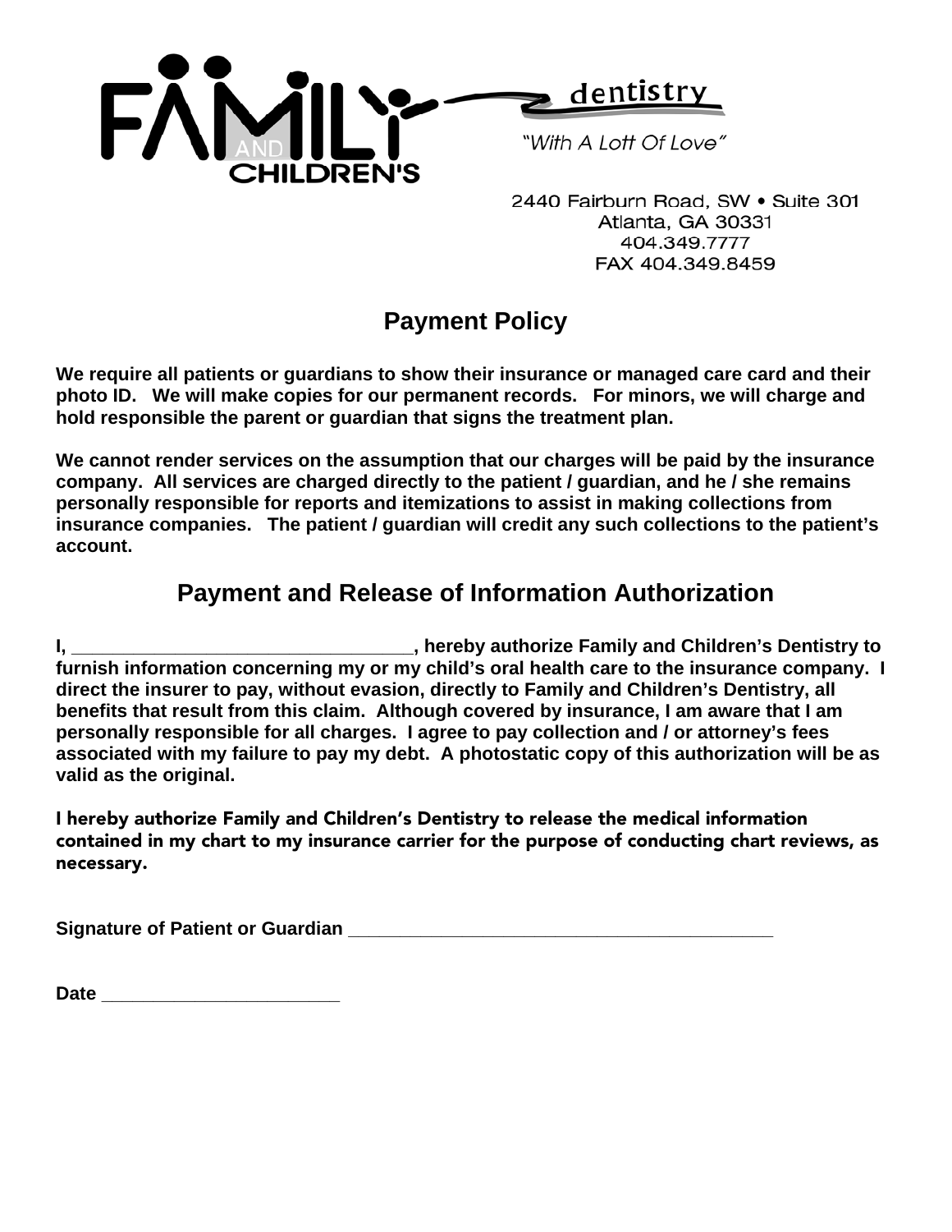FAMILY AND CHILDREN'S dentistry

"With A Lott Of Love"

2440 Fairburn Road, SW • Suite 301
Atlanta, GA 30331
404.349.7777
FAX 404.349.8459

## Payment Policy

**We require all patients or guardians to show their insurance or managed care card and their photo ID. We will make copies for our permanent records. For minors, we will charge and hold responsible the parent or guardian that signs the treatment plan.**

**We cannot render services on the assumption that our charges will be paid by the insurance company. All services are charged directly to the patient / guardian, and he / she remains personally responsible for reports and itemizations to assist in making collections from insurance companies. The patient / guardian will credit any such collections to the patient's account.**

## Payment and Release of Information Authorization

**I, _________________________________, hereby authorize Family and Children's Dentistry to furnish information concerning my or my child's oral health care to the insurance company. I direct the insurer to pay, without evasion, directly to Family and Children's Dentistry, all benefits that result from this claim. Although covered by insurance, I am aware that I am personally responsible for all charges. I agree to pay collection and / or attorney's fees associated with my failure to pay my debt. A photostatic copy of this authorization will be as valid as the original.**

**I hereby authorize Family and Children's Dentistry to release the medical information contained in my chart to my insurance carrier for the purpose of conducting chart reviews, as necessary.**

**Signature of Patient or Guardian** ___________________________________________

**Date** ________________________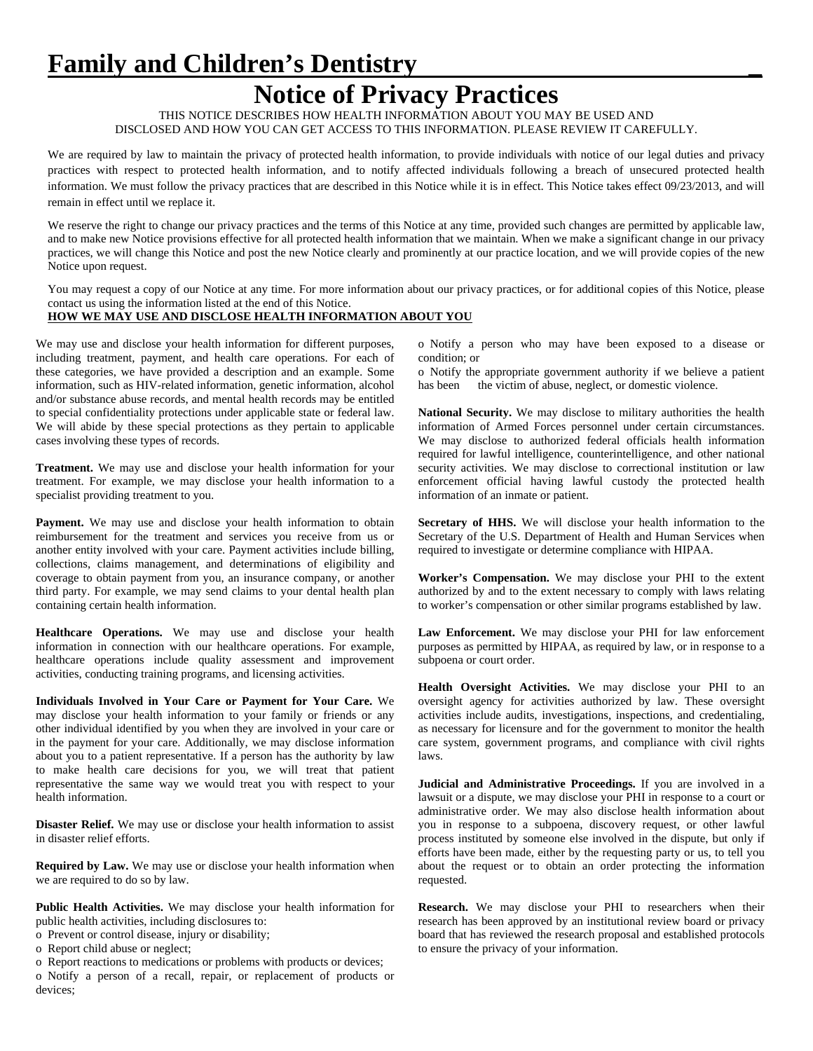# Family and Children's Dentistry

# Notice of Privacy Practices

THIS NOTICE DESCRIBES HOW HEALTH INFORMATION ABOUT YOU MAY BE USED AND DISCLOSED AND HOW YOU CAN GET ACCESS TO THIS INFORMATION. PLEASE REVIEW IT CAREFULLY.

We are required by law to maintain the privacy of protected health information, to provide individuals with notice of our legal duties and privacy practices with respect to protected health information, and to notify affected individuals following a breach of unsecured protected health information. We must follow the privacy practices that are described in this Notice while it is in effect. This Notice takes effect 09/23/2013, and will remain in effect until we replace it.

We reserve the right to change our privacy practices and the terms of this Notice at any time, provided such changes are permitted by applicable law, and to make new Notice provisions effective for all protected health information that we maintain. When we make a significant change in our privacy practices, we will change this Notice and post the new Notice clearly and prominently at our practice location, and we will provide copies of the new Notice upon request.

You may request a copy of our Notice at any time. For more information about our privacy practices, or for additional copies of this Notice, please contact us using the information listed at the end of this Notice.

## HOW WE MAY USE AND DISCLOSE HEALTH INFORMATION ABOUT YOU

We may use and disclose your health information for different purposes, including treatment, payment, and health care operations. For each of these categories, we have provided a description and an example. Some information, such as HIV-related information, genetic information, alcohol and/or substance abuse records, and mental health records may be entitled to special confidentiality protections under applicable state or federal law. We will abide by these special protections as they pertain to applicable cases involving these types of records.

**Treatment.** We may use and disclose your health information for your treatment. For example, we may disclose your health information to a specialist providing treatment to you.

**Payment.** We may use and disclose your health information to obtain reimbursement for the treatment and services you receive from us or another entity involved with your care. Payment activities include billing, collections, claims management, and determinations of eligibility and coverage to obtain payment from you, an insurance company, or another third party. For example, we may send claims to your dental health plan containing certain health information.

**Healthcare Operations.** We may use and disclose your health information in connection with our healthcare operations. For example, healthcare operations include quality assessment and improvement activities, conducting training programs, and licensing activities.

**Individuals Involved in Your Care or Payment for Your Care.** We may disclose your health information to your family or friends or any other individual identified by you when they are involved in your care or in the payment for your care. Additionally, we may disclose information about you to a patient representative. If a person has the authority by law to make health care decisions for you, we will treat that patient representative the same way we would treat you with respect to your health information.

**Disaster Relief.** We may use or disclose your health information to assist in disaster relief efforts.

**Required by Law.** We may use or disclose your health information when we are required to do so by law.

**Public Health Activities.** We may disclose your health information for public health activities, including disclosures to:

- Prevent or control disease, injury or disability;
- Report child abuse or neglect;
- Report reactions to medications or problems with products or devices;
- Notify a person of a recall, repair, or replacement of products or devices;
- Notify a person who may have been exposed to a disease or condition; or
- Notify the appropriate government authority if we believe a patient has been the victim of abuse, neglect, or domestic violence.

**National Security.** We may disclose to military authorities the health information of Armed Forces personnel under certain circumstances. We may disclose to authorized federal officials health information required for lawful intelligence, counterintelligence, and other national security activities. We may disclose to correctional institution or law enforcement official having lawful custody the protected health information of an inmate or patient.

**Secretary of HHS.** We will disclose your health information to the Secretary of the U.S. Department of Health and Human Services when required to investigate or determine compliance with HIPAA.

**Worker's Compensation.** We may disclose your PHI to the extent authorized by and to the extent necessary to comply with laws relating to worker's compensation or other similar programs established by law.

**Law Enforcement.** We may disclose your PHI for law enforcement purposes as permitted by HIPAA, as required by law, or in response to a subpoena or court order.

**Health Oversight Activities.** We may disclose your PHI to an oversight agency for activities authorized by law. These oversight activities include audits, investigations, inspections, and credentialing, as necessary for licensure and for the government to monitor the health care system, government programs, and compliance with civil rights laws.

**Judicial and Administrative Proceedings.** If you are involved in a lawsuit or a dispute, we may disclose your PHI in response to a court or administrative order. We may also disclose health information about you in response to a subpoena, discovery request, or other lawful process instituted by someone else involved in the dispute, but only if efforts have been made, either by the requesting party or us, to tell you about the request or to obtain an order protecting the information requested.

**Research.** We may disclose your PHI to researchers when their research has been approved by an institutional review board or privacy board that has reviewed the research proposal and established protocols to ensure the privacy of your information.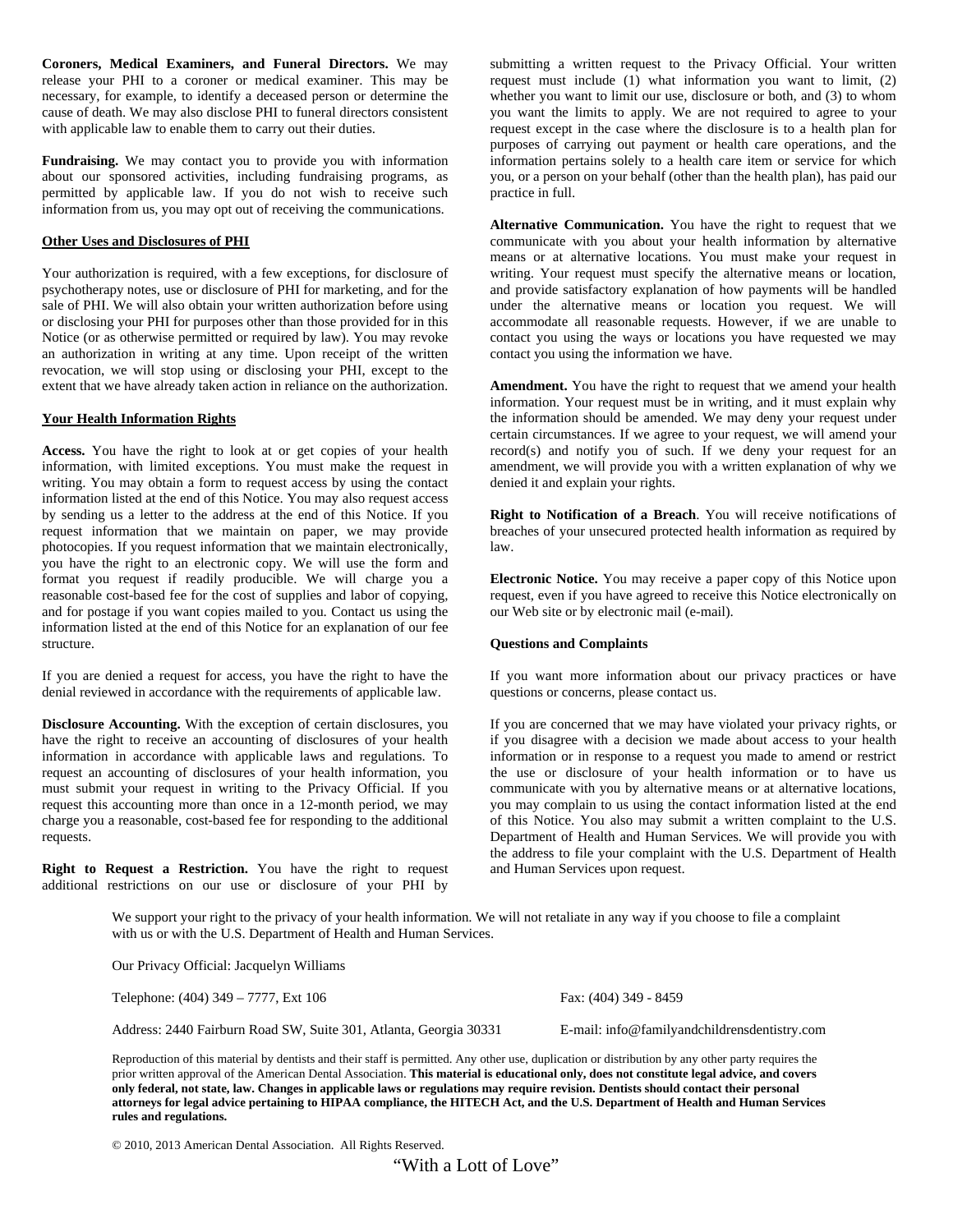**Coroners, Medical Examiners, and Funeral Directors.** We may release your PHI to a coroner or medical examiner. This may be necessary, for example, to identify a deceased person or determine the cause of death. We may also disclose PHI to funeral directors consistent with applicable law to enable them to carry out their duties.

**Fundraising.** We may contact you to provide you with information about our sponsored activities, including fundraising programs, as permitted by applicable law. If you do not wish to receive such information from us, you may opt out of receiving the communications.

**Other Uses and Disclosures of PHI**

Your authorization is required, with a few exceptions, for disclosure of psychotherapy notes, use or disclosure of PHI for marketing, and for the sale of PHI. We will also obtain your written authorization before using or disclosing your PHI for purposes other than those provided for in this Notice (or as otherwise permitted or required by law). You may revoke an authorization in writing at any time. Upon receipt of the written revocation, we will stop using or disclosing your PHI, except to the extent that we have already taken action in reliance on the authorization.

**Your Health Information Rights**

**Access.** You have the right to look at or get copies of your health information, with limited exceptions. You must make the request in writing. You may obtain a form to request access by using the contact information listed at the end of this Notice. You may also request access by sending us a letter to the address at the end of this Notice. If you request information that we maintain on paper, we may provide photocopies. If you request information that we maintain electronically, you have the right to an electronic copy. We will use the form and format you request if readily producible. We will charge you a reasonable cost-based fee for the cost of supplies and labor of copying, and for postage if you want copies mailed to you. Contact us using the information listed at the end of this Notice for an explanation of our fee structure.

If you are denied a request for access, you have the right to have the denial reviewed in accordance with the requirements of applicable law.

**Disclosure Accounting.** With the exception of certain disclosures, you have the right to receive an accounting of disclosures of your health information in accordance with applicable laws and regulations. To request an accounting of disclosures of your health information, you must submit your request in writing to the Privacy Official. If you request this accounting more than once in a 12-month period, we may charge you a reasonable, cost-based fee for responding to the additional requests.

**Right to Request a Restriction.** You have the right to request additional restrictions on our use or disclosure of your PHI by submitting a written request to the Privacy Official. Your written request must include (1) what information you want to limit, (2) whether you want to limit our use, disclosure or both, and (3) to whom you want the limits to apply. We are not required to agree to your request except in the case where the disclosure is to a health plan for purposes of carrying out payment or health care operations, and the information pertains solely to a health care item or service for which you, or a person on your behalf (other than the health plan), has paid our practice in full.

**Alternative Communication.** You have the right to request that we communicate with you about your health information by alternative means or at alternative locations. You must make your request in writing. Your request must specify the alternative means or location, and provide satisfactory explanation of how payments will be handled under the alternative means or location you request. We will accommodate all reasonable requests. However, if we are unable to contact you using the ways or locations you have requested we may contact you using the information we have.

**Amendment.** You have the right to request that we amend your health information. Your request must be in writing, and it must explain why the information should be amended. We may deny your request under certain circumstances. If we agree to your request, we will amend your record(s) and notify you of such. If we deny your request for an amendment, we will provide you with a written explanation of why we denied it and explain your rights.

**Right to Notification of a Breach**. You will receive notifications of breaches of your unsecured protected health information as required by law.

**Electronic Notice.** You may receive a paper copy of this Notice upon request, even if you have agreed to receive this Notice electronically on our Web site or by electronic mail (e-mail).

**Questions and Complaints**

If you want more information about our privacy practices or have questions or concerns, please contact us.

If you are concerned that we may have violated your privacy rights, or if you disagree with a decision we made about access to your health information or in response to a request you made to amend or restrict the use or disclosure of your health information or to have us communicate with you by alternative means or at alternative locations, you may complain to us using the contact information listed at the end of this Notice. You also may submit a written complaint to the U.S. Department of Health and Human Services. We will provide you with the address to file your complaint with the U.S. Department of Health and Human Services upon request.

We support your right to the privacy of your health information. We will not retaliate in any way if you choose to file a complaint with us or with the U.S. Department of Health and Human Services.

Our Privacy Official: Jacquelyn Williams

Telephone: (404) 349 – 7777, Ext 106    Fax: (404) 349 - 8459

Address: 2440 Fairburn Road SW, Suite 301, Atlanta, Georgia 30331    E-mail: info@familyandchildrensdentistry.com

Reproduction of this material by dentists and their staff is permitted. Any other use, duplication or distribution by any other party requires the prior written approval of the American Dental Association. **This material is educational only, does not constitute legal advice, and covers only federal, not state, law. Changes in applicable laws or regulations may require revision. Dentists should contact their personal attorneys for legal advice pertaining to HIPAA compliance, the HITECH Act, and the U.S. Department of Health and Human Services rules and regulations.**

© 2010, 2013 American Dental Association. All Rights Reserved.

"With a Lott of Love"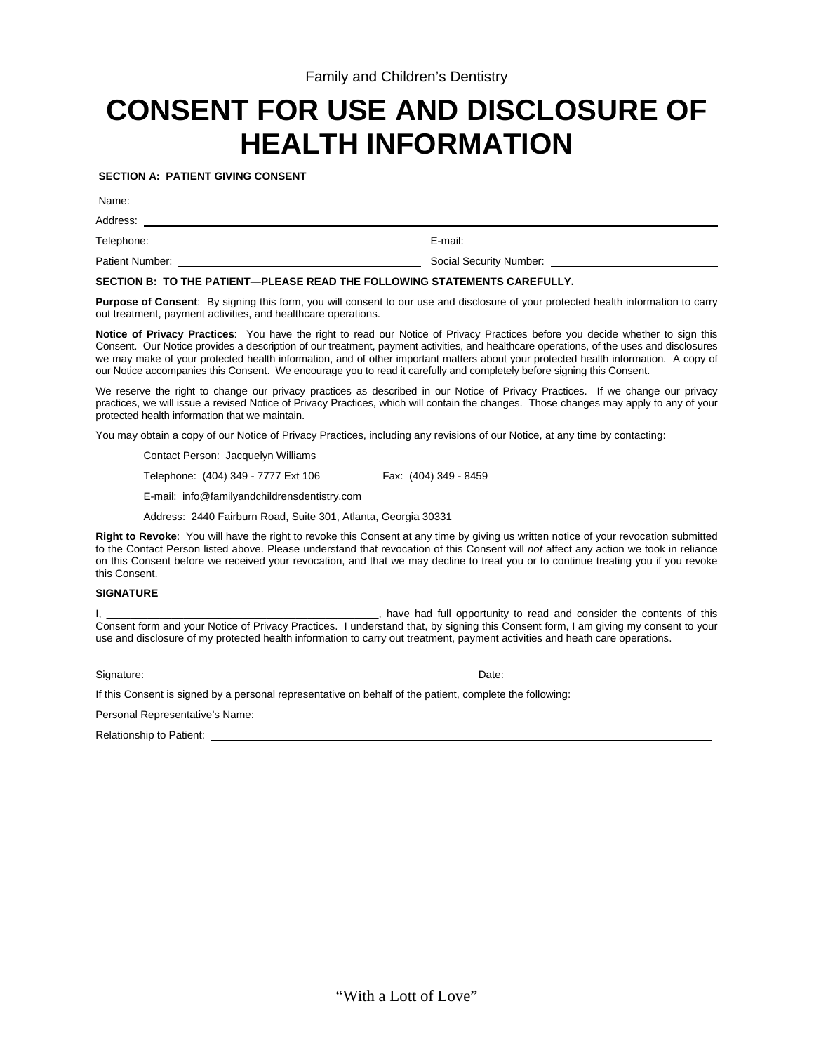Family and Children's Dentistry

# CONSENT FOR USE AND DISCLOSURE OF HEALTH INFORMATION

**SECTION A: PATIENT GIVING CONSENT**

Name: ______________________________________________

Address: ______________________________________________

Telephone: ______________________ E-mail: ______________________

Patient Number: ______________________ Social Security Number: ______________________

**SECTION B: TO THE PATIENT—PLEASE READ THE FOLLOWING STATEMENTS CAREFULLY.**

**Purpose of Consent**: By signing this form, you will consent to our use and disclosure of your protected health information to carry out treatment, payment activities, and healthcare operations.

**Notice of Privacy Practices**: You have the right to read our Notice of Privacy Practices before you decide whether to sign this Consent. Our Notice provides a description of our treatment, payment activities, and healthcare operations, of the uses and disclosures we may make of your protected health information, and of other important matters about your protected health information. A copy of our Notice accompanies this Consent. We encourage you to read it carefully and completely before signing this Consent.

We reserve the right to change our privacy practices as described in our Notice of Privacy Practices. If we change our privacy practices, we will issue a revised Notice of Privacy Practices, which will contain the changes. Those changes may apply to any of your protected health information that we maintain.

You may obtain a copy of our Notice of Privacy Practices, including any revisions of our Notice, at any time by contacting:

Contact Person: Jacquelyn Williams

Telephone: (404) 349 - 7777 Ext 106 Fax: (404) 349 - 8459

E-mail: info@familyandchildrensdentistry.com

Address: 2440 Fairburn Road, Suite 301, Atlanta, Georgia 30331

**Right to Revoke**: You will have the right to revoke this Consent at any time by giving us written notice of your revocation submitted to the Contact Person listed above. Please understand that revocation of this Consent will *not* affect any action we took in reliance on this Consent before we received your revocation, and that we may decline to treat you or to continue treating you if you revoke this Consent.

**SIGNATURE**

I, ____________________________________, have had full opportunity to read and consider the contents of this Consent form and your Notice of Privacy Practices. I understand that, by signing this Consent form, I am giving my consent to your use and disclosure of my protected health information to carry out treatment, payment activities and heath care operations.

Signature: ______________________________ Date: ______________________

If this Consent is signed by a personal representative on behalf of the patient, complete the following:

Personal Representative's Name: ______________________________

Relationship to Patient: ______________________________

"With a Lott of Love"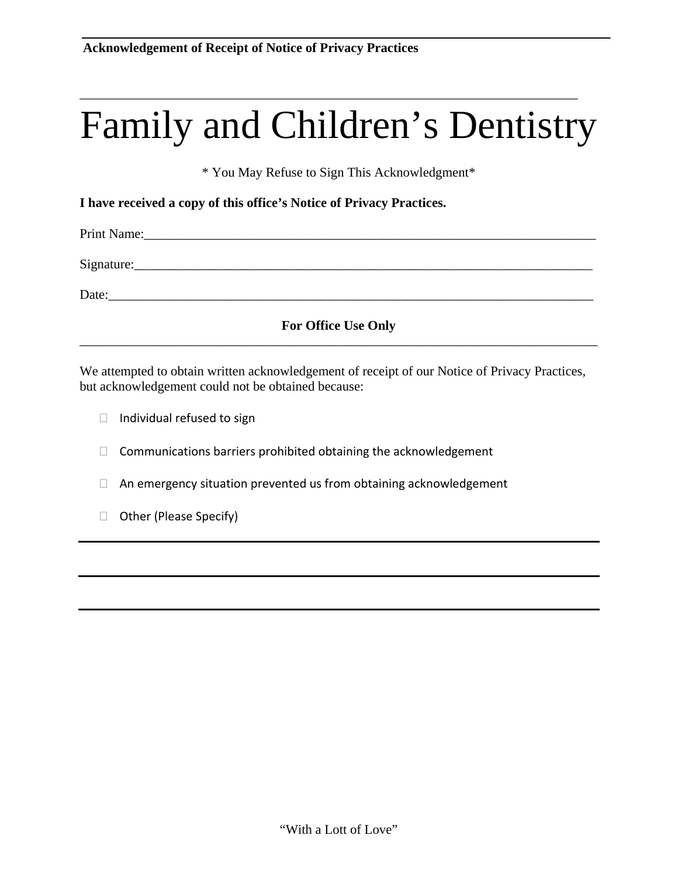**Acknowledgement of Receipt of Notice of Privacy Practices**

# Family and Children's Dentistry

* You May Refuse to Sign This Acknowledgment*

**I have received a copy of this office's Notice of Privacy Practices.**

Print Name:_______________________________________________________________________

Signature:________________________________________________________________________

Date:____________________________________________________________________________

**For Office Use Only**

---

We attempted to obtain written acknowledgement of receipt of our Notice of Privacy Practices, but acknowledgement could not be obtained because:

- ☐ Individual refused to sign
- ☐ Communications barriers prohibited obtaining the acknowledgement
- ☐ An emergency situation prevented us from obtaining acknowledgement
- ☐ Other (Please Specify)

_______________________________________________________________________________

_______________________________________________________________________________

_______________________________________________________________________________

"With a Lott of Love"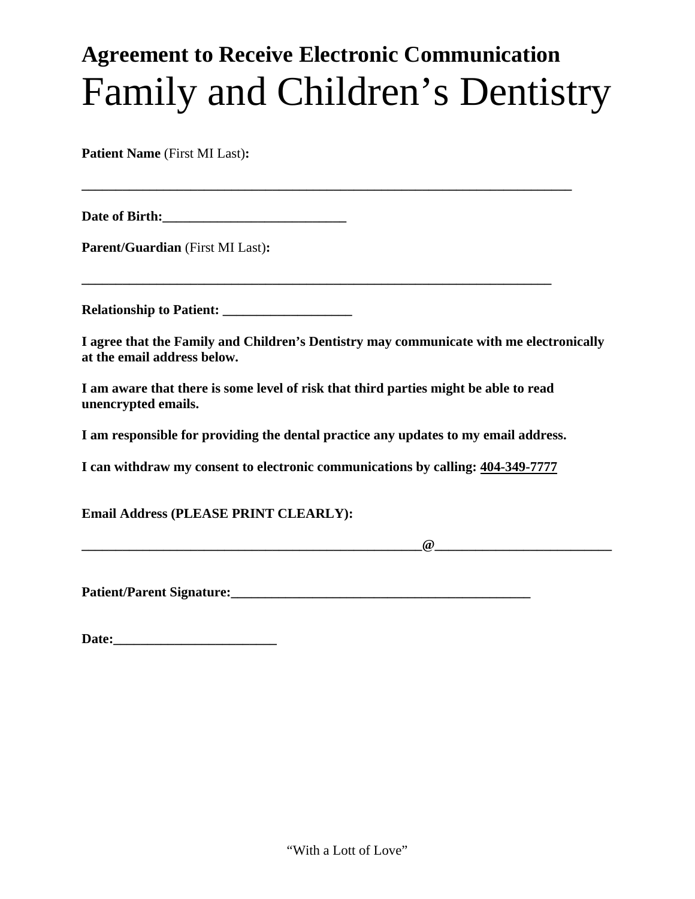## Agreement to Receive Electronic Communication

# Family and Children's Dentistry

**Patient Name** (First MI Last)**:**

**_________________________________________________________________________**

**Date of Birth:___________________________**

**Parent/Guardian** (First MI Last)**:**

**______________________________________________________________________**

**Relationship to Patient: ___________________**

**I agree that the Family and Children's Dentistry may communicate with me electronically at the email address below.**

**I am aware that there is some level of risk that third parties might be able to read unencrypted emails.**

**I am responsible for providing the dental practice any updates to my email address.**

**I can withdraw my consent to electronic communications by calling: 404-349-7777**

**Email Address (PLEASE PRINT CLEARLY):**

**__________________________________________________@_________________________**

**Patient/Parent Signature:_____________________________________________**

**Date:________________________**

"With a Lott of Love"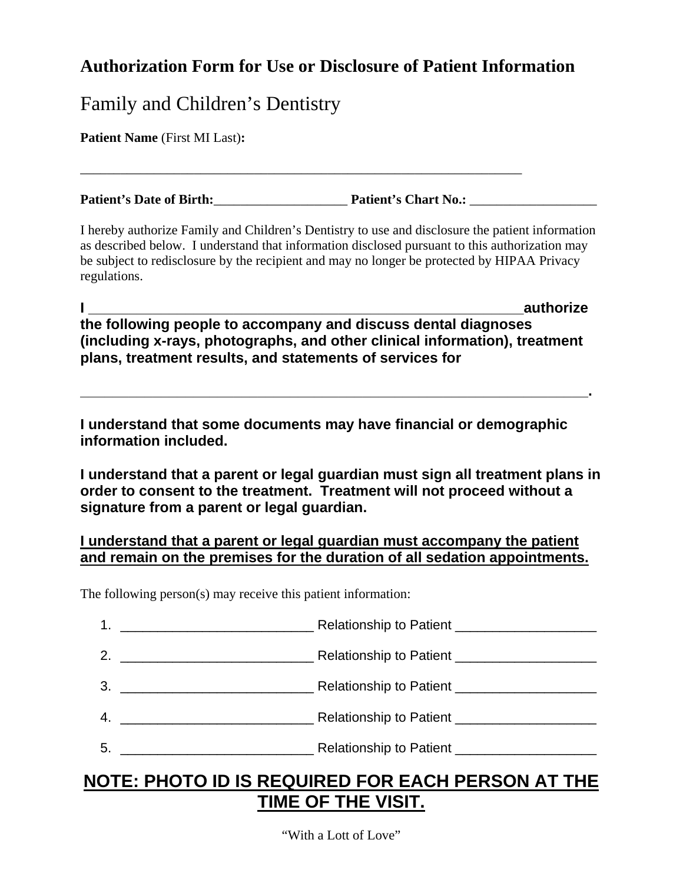# Authorization Form for Use or Disclosure of Patient Information

Family and Children's Dentistry

**Patient Name** (First MI Last)**:**

_____________________________________________________________________

**Patient's Date of Birth:**____________________ **Patient's Chart No.:** ___________________

I hereby authorize Family and Children's Dentistry to use and disclosure the patient information as described below. I understand that information disclosed pursuant to this authorization may be subject to redisclosure by the recipient and may no longer be protected by HIPAA Privacy regulations.

**I ____________________________________________________________authorize the following people to accompany and discuss dental diagnoses (including x-rays, photographs, and other clinical information), treatment plans, treatment results, and statements of services for**

**______________________________________________________________________.**

**I understand that some documents may have financial or demographic information included.**

**I understand that a parent or legal guardian must sign all treatment plans in order to consent to the treatment. Treatment will not proceed without a signature from a parent or legal guardian.**

<u>**I understand that a parent or legal guardian must accompany the patient and remain on the premises for the duration of all sedation appointments.**</u>

The following person(s) may receive this patient information:

1. __________________________ Relationship to Patient ___________________
2. __________________________ Relationship to Patient ___________________
3. __________________________ Relationship to Patient ___________________
4. __________________________ Relationship to Patient ___________________
5. __________________________ Relationship to Patient ___________________

<u>**NOTE: PHOTO ID IS REQUIRED FOR EACH PERSON AT THE TIME OF THE VISIT.**</u>

"With a Lott of Love"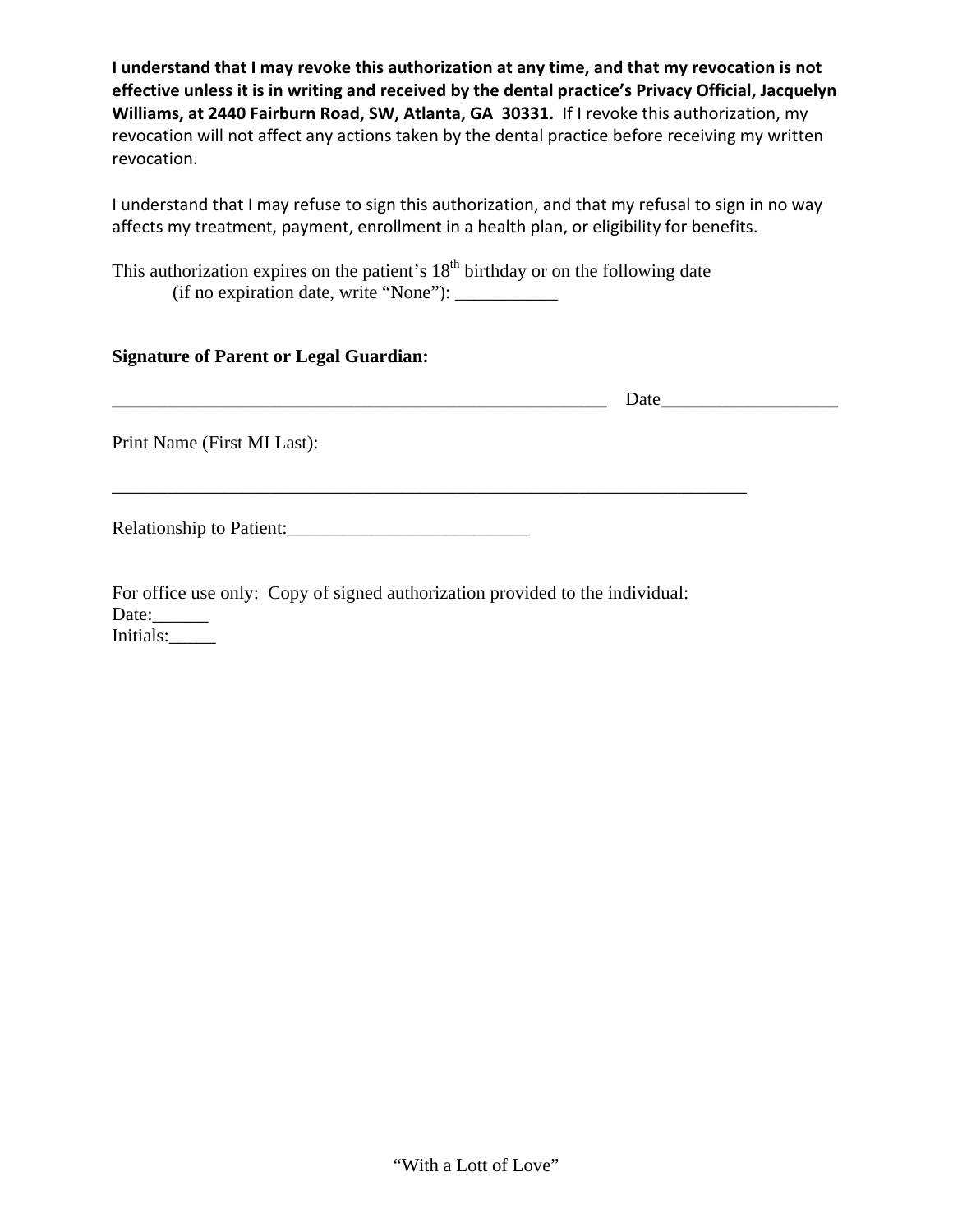**I understand that I may revoke this authorization at any time, and that my revocation is not effective unless it is in writing and received by the dental practice's Privacy Official, Jacquelyn Williams, at 2440 Fairburn Road, SW, Atlanta, GA 30331.** If I revoke this authorization, my revocation will not affect any actions taken by the dental practice before receiving my written revocation.

I understand that I may refuse to sign this authorization, and that my refusal to sign in no way affects my treatment, payment, enrollment in a health plan, or eligibility for benefits.

This authorization expires on the patient's 18th birthday or on the following date (if no expiration date, write "None"): ___________

**Signature of Parent or Legal Guardian:**

_______________________________________________________ Date___________________

Print Name (First MI Last):

______________________________________________________________________

Relationship to Patient:__________________________

For office use only: Copy of signed authorization provided to the individual:
Date:______
Initials:_____

"With a Lott of Love"